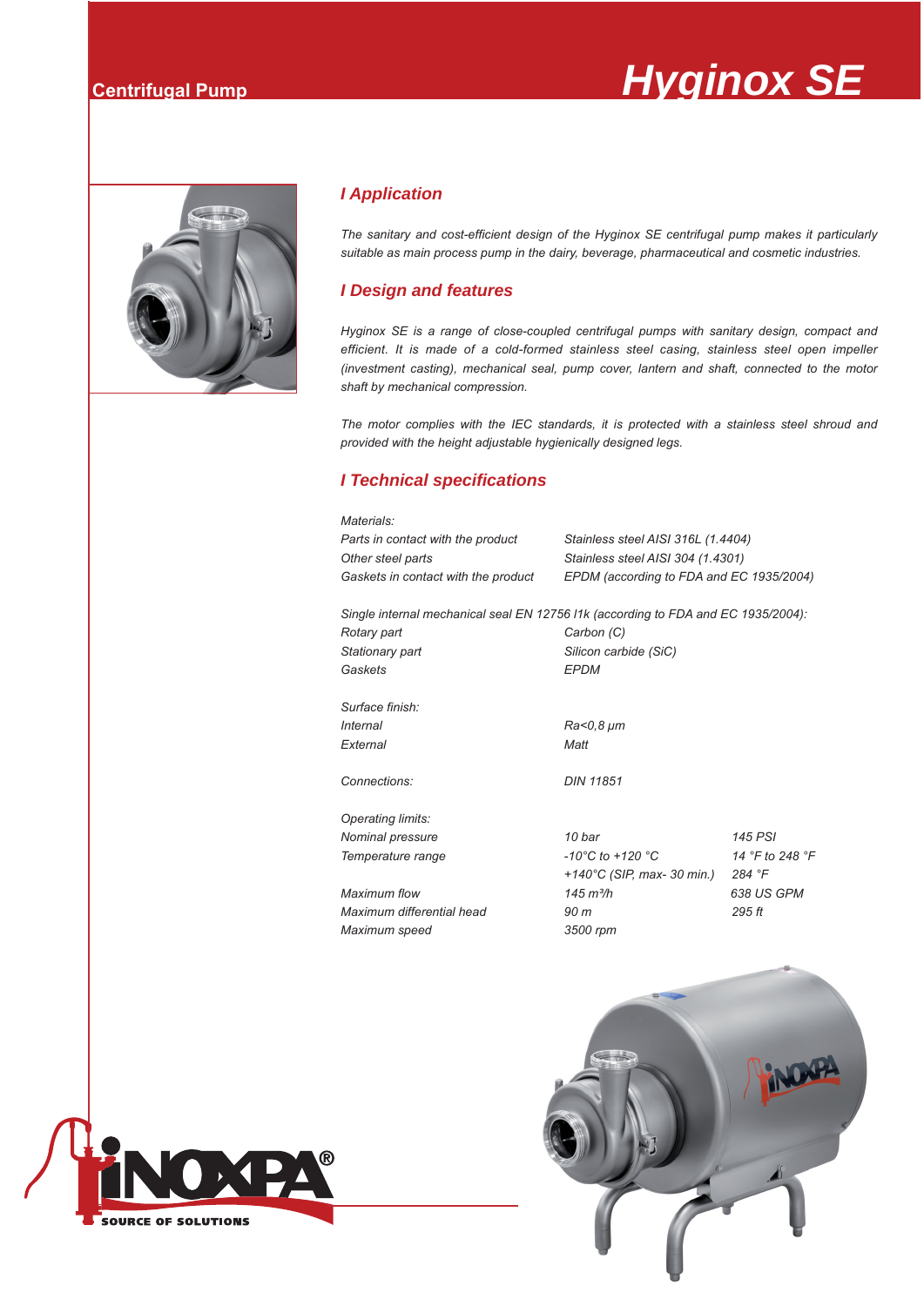Centrifugal Pump

# Hyginox SE

## I Application

*The sanitary and cost-efficient design of the Hyginox SE centrifugal pump makes it particularly suitable as main process pump in the dairy, beverage, pharmaceutical and cosmetic industries.*

## I Design and features

*Hyginox SE is a range of close-coupled centrifugal pumps with sanitary design, compact and efficient. It is made of a cold-formed stainless steel casing, stainless steel open impeller (investment casting), mechanical seal, pump cover, lantern and shaft, connected to the motor shaft by mechanical compression.*

*The motor complies with the IEC standards, it is protected with a stainless steel shroud and provided with the height adjustable hygienically designed legs.*

## I Technical specifications

*Materials:*

| | | |
|---|---|---|
| *Parts in contact with the product* | *Stainless steel AISI 316L (1.4404)* | |
| *Other steel parts* | *Stainless steel AISI 304 (1.4301)* | |
| *Gaskets in contact with the product* | *EPDM (according to FDA and EC 1935/2004)* | |

*Single internal mechanical seal EN 12756 l1k (according to FDA and EC 1935/2004):*

| | | |
|---|---|---|
| *Rotary part* | *Carbon (C)* | |
| *Stationary part* | *Silicon carbide (SiC)* | |
| *Gaskets* | *EPDM* | |

*Surface finish:*

| | | |
|---|---|---|
| *Internal* | *Ra<0,8 μm* | |
| *External* | *Matt* | |

| | | |
|---|---|---|
| *Connections:* | *DIN 11851* | |

*Operating limits:*

| | | |
|---|---|---|
| *Nominal pressure* | *10 bar* | *145 PSI* |
| *Temperature range* | *-10°C to +120 °C* | *14 °F to 248 °F* |
| | *+140°C (SIP, max- 30 min.)* | *284 °F* |
| *Maximum flow* | *145 m³/h* | *638 US GPM* |
| *Maximum differential head* | *90 m* | *295 ft* |
| *Maximum speed* | *3500 rpm* | |

INOXPA® SOURCE OF SOLUTIONS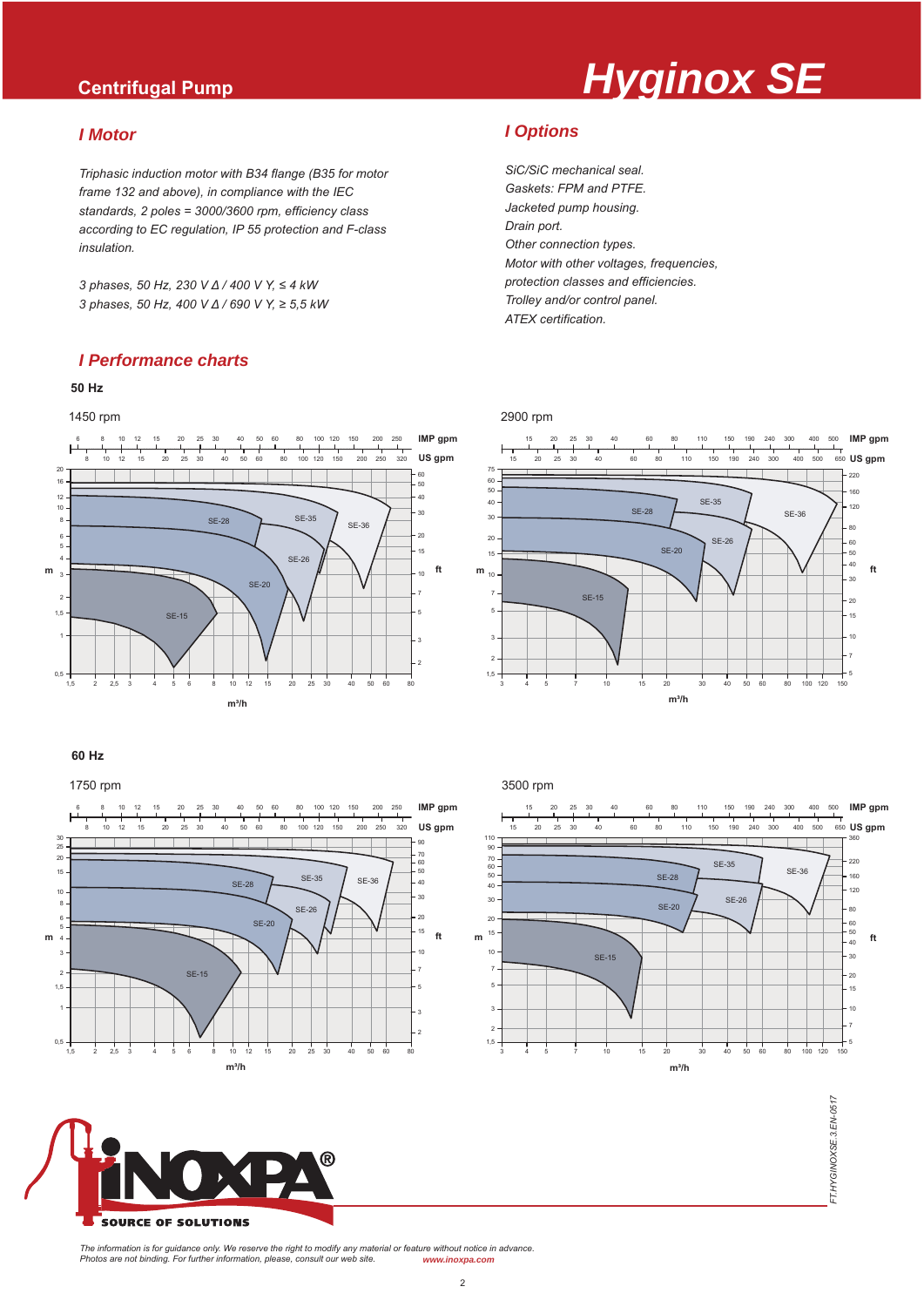Centrifugal Pump

# Hyginox SE

## I Motor

*Triphasic induction motor with B34 flange (B35 for motor frame 132 and above), in compliance with the IEC standards, 2 poles = 3000/3600 rpm, efficiency class according to EC regulation, IP 55 protection and F-class insulation.*

*3 phases, 50 Hz, 230 V Δ / 400 V Y, ≤ 4 kW*
*3 phases, 50 Hz, 400 V Δ / 690 V Y, ≥ 5,5 kW*

## I Options

*SiC/SiC mechanical seal.*
*Gaskets: FPM and PTFE.*
*Jacketed pump housing.*
*Drain port.*
*Other connection types.*
*Motor with other voltages, frequencies, protection classes and efficiencies.*
*Trolley and/or control panel.*
*ATEX certification.*

## I Performance charts

### 50 Hz

1450 rpm

2900 rpm

### 60 Hz

1750 rpm

3500 rpm

FT.HYGINOXSE.3.EN-0517

*The information is for guidance only. We reserve the right to modify any material or feature without notice in advance. Photos are not binding. For further information, please, consult our web site.* www.inoxpa.com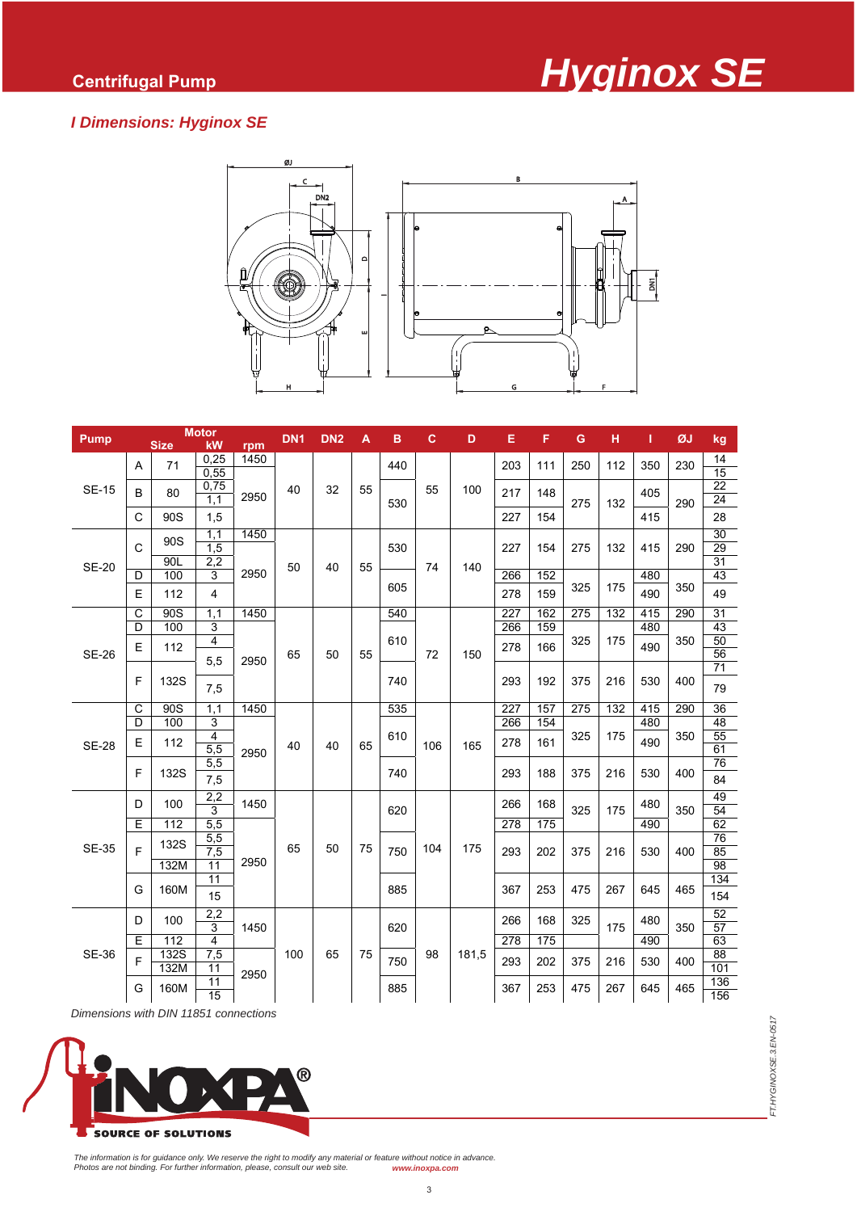## Centrifugal Pump

# Hyginox SE

### I Dimensions: Hyginox SE

| Pump | Size | | Motor kW | rpm | DN1 | DN2 | A | B | C | D | E | F | G | H | I | ØJ | kg |
|---|---|---|---|---|---|---|---|---|---|---|---|---|---|---|---|---|---|
| SE-15 | A | 71 | 0,25 | 1450 | 40 | 32 | 55 | 440 | 55 | 100 | 203 | 111 | 250 | 112 | 350 | 230 | 14 |
| | | | 0,55 | 2950 | | | | | | | | | | | | | 15 |
| | B | 80 | 0,75 | | | | | 530 | | | 217 | 148 | 275 | 132 | 405 | 290 | 22 |
| | | | 1,1 | | | | | | | | | | | | | | 24 |
| | C | 90S | 1,5 | | | | | | | | 227 | 154 | | | 415 | | 28 |
| SE-20 | C | 90S | 1,1 | 1450 | 50 | 40 | 55 | 530 | 74 | 140 | 227 | 154 | 275 | 132 | 415 | 290 | 30 |
| | | | 1,5 | 2950 | | | | | | | | | | | | | 29 |
| | | 90L | 2,2 | | | | | | | | | | | | | | 31 |
| | D | 100 | 3 | | | | | 605 | | | 266 | 152 | 325 | 175 | 480 | 350 | 43 |
| | E | 112 | 4 | | | | | | | | 278 | 159 | | | 490 | | 49 |
| SE-26 | C | 90S | 1,1 | 1450 | 65 | 50 | 55 | 540 | 72 | 150 | 227 | 162 | 275 | 132 | 415 | 290 | 31 |
| | D | 100 | 3 | 2950 | | | | 610 | | | 266 | 159 | 325 | 175 | 480 | 350 | 43 |
| | E | 112 | 4 | | | | | | | | 278 | 166 | | | 490 | | 50 |
| | | | 5,5 | | | | | | | | | | | | | | 56 |
| | F | 132S | 5,5 | | | | | 740 | | | 293 | 192 | 375 | 216 | 530 | 400 | 71 |
| | | | 7,5 | | | | | | | | | | | | | | 79 |
| SE-28 | C | 90S | 1,1 | 1450 | 40 | 40 | 65 | 535 | 106 | 165 | 227 | 157 | 275 | 132 | 415 | 290 | 36 |
| | D | 100 | 3 | 2950 | | | | 610 | | | 266 | 154 | 325 | 175 | 480 | 350 | 48 |
| | E | 112 | 4 | | | | | | | | 278 | 161 | | | 490 | | 55 |
| | | | 5,5 | | | | | | | | | | | | | | 61 |
| | F | 132S | 5,5 | | | | | 740 | | | 293 | 188 | 375 | 216 | 530 | 400 | 76 |
| | | | 7,5 | | | | | | | | | | | | | | 84 |
| SE-35 | D | 100 | 2,2 | 1450 | 65 | 50 | 75 | 620 | 104 | 175 | 266 | 168 | 325 | 175 | 480 | 350 | 49 |
| | | | 3 | | | | | | | | | | | | | | 54 |
| | E | 112 | 5,5 | 2950 | | | | | | | 278 | 175 | | | 490 | | 62 |
| | F | 132S | 5,5 | | | | | 750 | | | 293 | 202 | 375 | 216 | 530 | 400 | 76 |
| | | | 7,5 | | | | | | | | | | | | | | 85 |
| | | 132M | 11 | | | | | | | | | | | | | | 98 |
| | G | 160M | 11 | | | | | 885 | | | 367 | 253 | 475 | 267 | 645 | 465 | 134 |
| | | | 15 | | | | | | | | | | | | | | 154 |
| SE-36 | D | 100 | 2,2 | 1450 | 100 | 65 | 75 | 620 | 98 | 181,5 | 266 | 168 | 325 | 175 | 480 | 350 | 52 |
| | | | 3 | | | | | | | | | | | | | | 57 |
| | E | 112 | 4 | | | | | | | | 278 | 175 | | | 490 | | 63 |
| | F | 132S | 7,5 | 2950 | | | | 750 | | | 293 | 202 | 375 | 216 | 530 | 400 | 88 |
| | | 132M | 11 | | | | | | | | | | | | | | 101 |
| | G | 160M | 11 | | | | | 885 | | | 367 | 253 | 475 | 267 | 645 | 465 | 136 |
| | | | 15 | | | | | | | | | | | | | | 156 |

*Dimensions with DIN 11851 connections*

INOXPA® SOURCE OF SOLUTIONS

*The information is for guidance only. We reserve the right to modify any material or feature without notice in advance. Photos are not binding. For further information, please, consult our web site.* **www.inoxpa.com**

FT.HYGINOXSE.3.EN-0517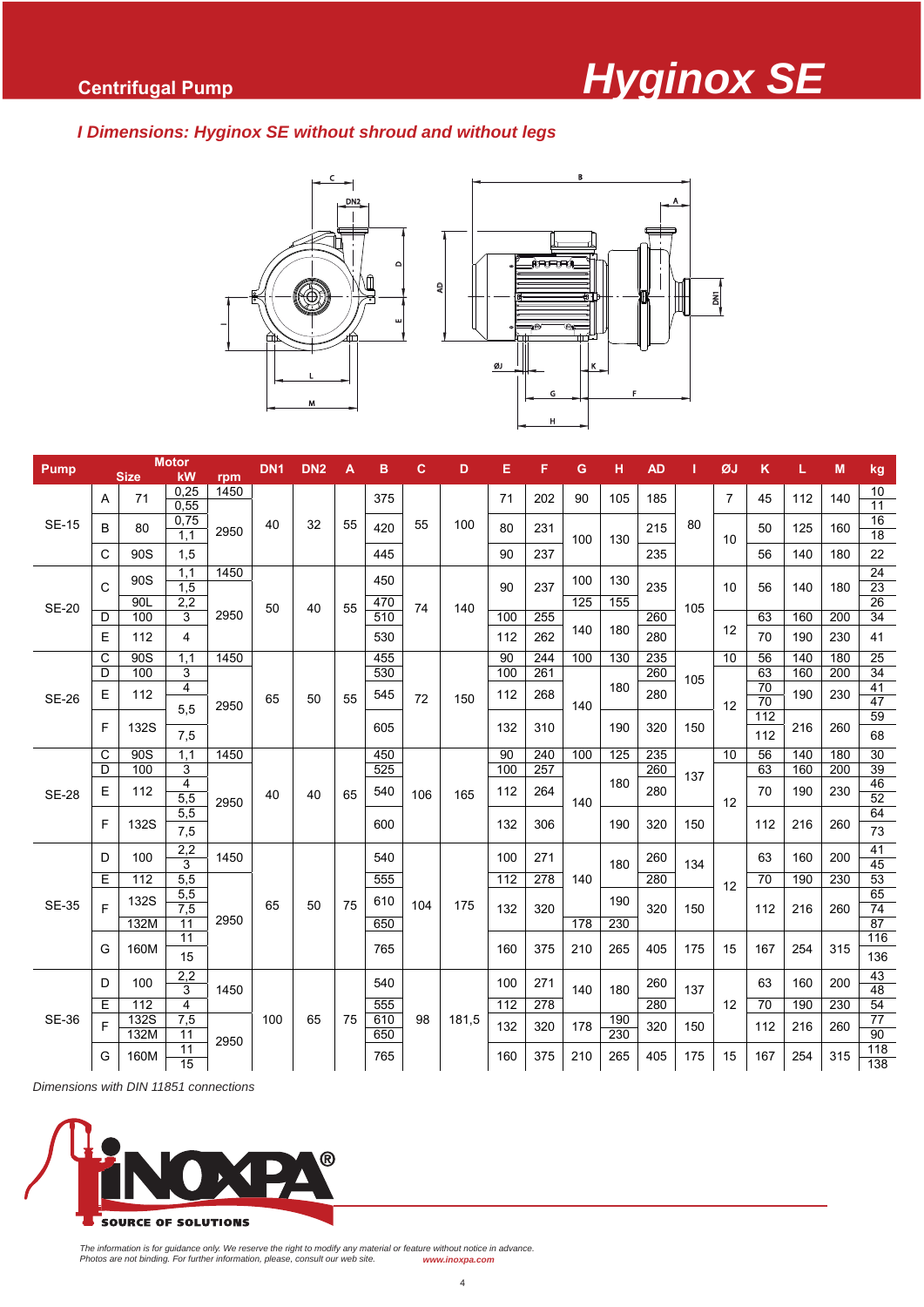## I Dimensions: Hyginox SE without shroud and without legs

| Pump | Size | Motor kW | rpm | DN1 | DN2 | A | B | C | D | E | F | G | H | AD | I | ØJ | K | L | M | kg |
|---|---|---|---|---|---|---|---|---|---|---|---|---|---|---|---|---|---|---|---|---|
| SE-15 | A 71 | 0,25 | 1450 | 40 | 32 | 55 | 375 | 55 | 100 | 71 | 202 | 90 | 105 | 185 | 80 | 7 | 45 | 112 | 140 | 10 |
| | A 71 | 0,55 | 2950 | | | | 375 | | | 71 | 202 | 90 | 105 | 185 | | 7 | 45 | 112 | 140 | 11 |
| | B 80 | 0,75 | 2950 | | | | 420 | | | 80 | 231 | 100 | 130 | 215 | | 10 | 50 | 125 | 160 | 16 |
| | B 80 | 1,1 | 2950 | | | | 420 | | | 80 | 231 | 100 | 130 | 215 | | 10 | 50 | 125 | 160 | 18 |
| | C 90S | 1,5 | 2950 | | | | 445 | | | 90 | 237 | 100 | 130 | 235 | | 10 | 56 | 140 | 180 | 22 |
| SE-20 | C 90S | 1,1 | 1450 | 50 | 40 | 55 | 450 | 74 | 140 | 90 | 237 | 100 | 130 | 235 | 105 | 10 | 56 | 140 | 180 | 24 |
| | C 90S | 1,5 | 2950 | | | | 450 | | | 90 | 237 | 100 | 130 | 235 | | 10 | 56 | 140 | 180 | 23 |
| | C 90L | 2,2 | 2950 | | | | 470 | | | 90 | 237 | 125 | 155 | 235 | | 10 | 56 | 140 | 180 | 26 |
| | D 100 | 3 | 2950 | | | | 510 | | | 100 | 255 | 140 | 180 | 260 | | 12 | 63 | 160 | 200 | 34 |
| | E 112 | 4 | 2950 | | | | 530 | | | 112 | 262 | 140 | 180 | 280 | | 12 | 70 | 190 | 230 | 41 |
| SE-26 | C 90S | 1,1 | 1450 | 65 | 50 | 55 | 455 | 72 | 150 | 90 | 244 | 100 | 130 | 235 | 105 | 10 | 56 | 140 | 180 | 25 |
| | D 100 | 3 | 2950 | | | | 530 | | | 100 | 261 | 140 | 180 | 260 | 105 | 12 | 63 | 160 | 200 | 34 |
| | E 112 | 4 | 2950 | | | | 545 | | | 112 | 268 | 140 | 180 | 280 | 105 | 12 | 70 | 190 | 230 | 41 |
| | E 112 | 5,5 | 2950 | | | | 545 | | | 112 | 268 | 140 | 180 | 280 | 105 | 12 | 70 | 190 | 230 | 47 |
| | F 132S | 5,5 | 2950 | | | | 605 | | | 132 | 310 | 140 | 190 | 320 | 150 | 12 | 112 | 216 | 260 | 59 |
| | F 132S | 7,5 | 2950 | | | | 605 | | | 132 | 310 | 140 | 190 | 320 | 150 | 12 | 112 | 216 | 260 | 68 |
| SE-28 | C 90S | 1,1 | 1450 | 40 | 40 | 65 | 450 | 106 | 165 | 90 | 240 | 100 | 125 | 235 | 137 | 10 | 56 | 140 | 180 | 30 |
| | D 100 | 3 | 2950 | | | | 525 | | | 100 | 257 | 140 | 180 | 260 | 137 | 12 | 63 | 160 | 200 | 39 |
| | E 112 | 4 | 2950 | | | | 540 | | | 112 | 264 | 140 | 180 | 280 | 137 | 12 | 70 | 190 | 230 | 46 |
| | E 112 | 5,5 | 2950 | | | | 540 | | | 112 | 264 | 140 | 180 | 280 | 137 | 12 | 70 | 190 | 230 | 52 |
| | F 132S | 5,5 | 2950 | | | | 600 | | | 132 | 306 | 140 | 190 | 320 | 150 | 12 | 112 | 216 | 260 | 64 |
| | F 132S | 7,5 | 2950 | | | | 600 | | | 132 | 306 | 140 | 190 | 320 | 150 | 12 | 112 | 216 | 260 | 73 |
| SE-35 | D 100 | 2,2 | 1450 | 65 | 50 | 75 | 540 | 104 | 175 | 100 | 271 | 140 | 180 | 260 | 134 | 12 | 63 | 160 | 200 | 41 |
| | D 100 | 3 | 1450 | | | | 540 | | | 100 | 271 | 140 | 180 | 260 | 134 | 12 | 63 | 160 | 200 | 45 |
| | E 112 | 5,5 | 2950 | | | | 555 | | | 112 | 278 | 140 | 180 | 280 | 134 | 12 | 70 | 190 | 230 | 53 |
| | F 132S | 5,5 | 2950 | | | | 610 | | | 132 | 320 | 140 | 190 | 320 | 150 | 12 | 112 | 216 | 260 | 65 |
| | F 132S | 7,5 | 2950 | | | | 610 | | | 132 | 320 | 140 | 190 | 320 | 150 | 12 | 112 | 216 | 260 | 74 |
| | F 132M | 11 | 2950 | | | | 650 | | | 132 | 320 | 178 | 230 | 320 | 150 | 12 | 112 | 216 | 260 | 87 |
| | G 160M | 11 | 2950 | | | | 765 | | | 160 | 375 | 210 | 265 | 405 | 175 | 15 | 167 | 254 | 315 | 116 |
| | G 160M | 15 | 2950 | | | | 765 | | | 160 | 375 | 210 | 265 | 405 | 175 | 15 | 167 | 254 | 315 | 136 |
| SE-36 | D 100 | 2,2 | 1450 | 100 | 65 | 75 | 540 | 98 | 181,5 | 100 | 271 | 140 | 180 | 260 | 137 | 12 | 63 | 160 | 200 | 43 |
| | D 100 | 3 | 1450 | | | | 540 | | | 100 | 271 | 140 | 180 | 260 | 137 | 12 | 63 | 160 | 200 | 48 |
| | E 112 | 4 | 1450 | | | | 555 | | | 112 | 278 | 140 | 180 | 280 | 137 | 12 | 70 | 190 | 230 | 54 |
| | F 132S | 7,5 | 2950 | | | | 610 | | | 132 | 320 | 178 | 190 | 320 | 150 | 12 | 112 | 216 | 260 | 77 |
| | F 132M | 11 | 2950 | | | | 650 | | | 132 | 320 | 178 | 230 | 320 | 150 | 12 | 112 | 216 | 260 | 90 |
| | G 160M | 11 | 2950 | | | | 765 | | | 160 | 375 | 210 | 265 | 405 | 175 | 15 | 167 | 254 | 315 | 118 |
| | G 160M | 15 | 2950 | | | | 765 | | | 160 | 375 | 210 | 265 | 405 | 175 | 15 | 167 | 254 | 315 | 138 |

*Dimensions with DIN 11851 connections*